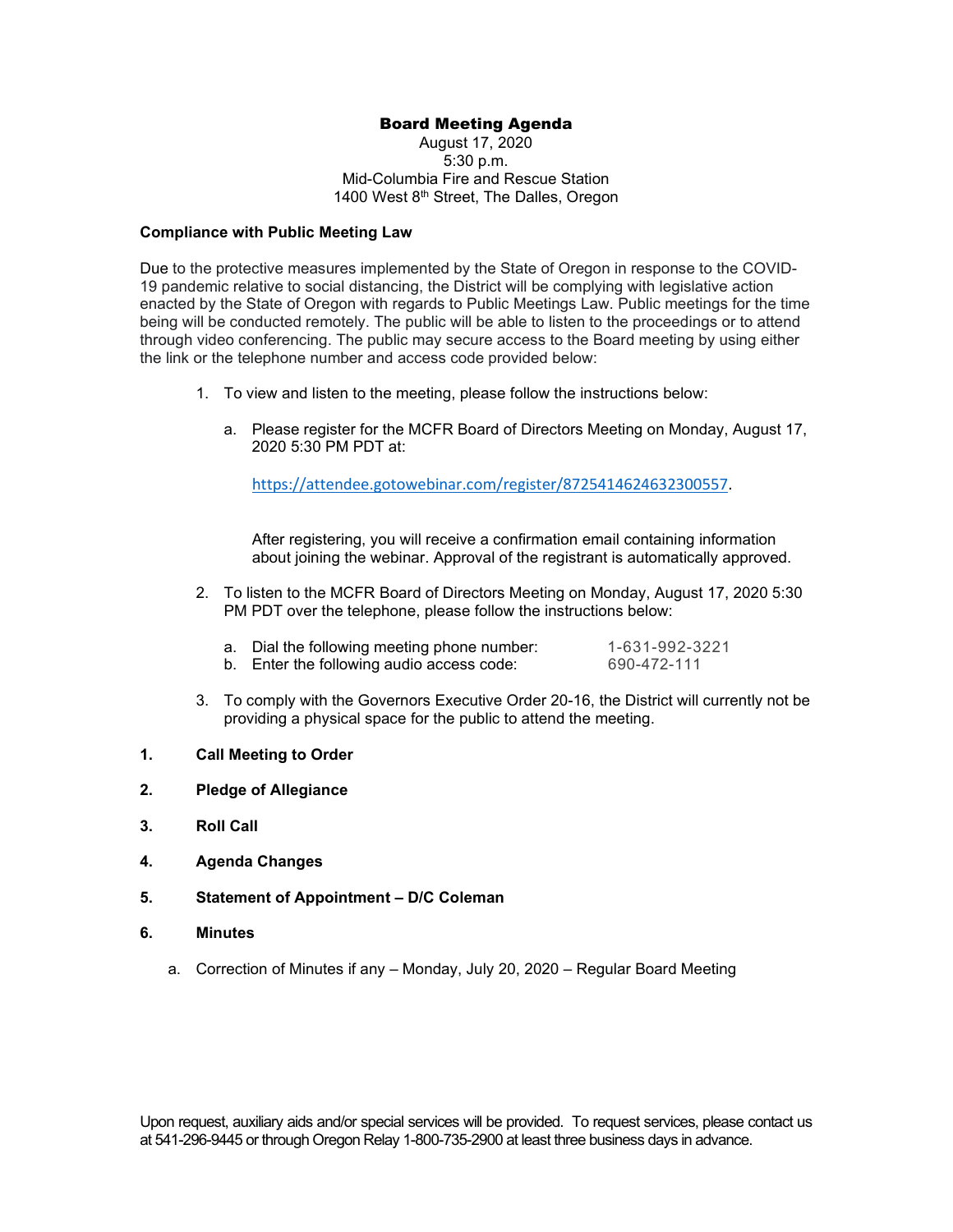# Board Meeting Agenda

August 17, 2020
5:30 p.m.
Mid-Columbia Fire and Rescue Station
1400 West 8th Street, The Dalles, Oregon

**Compliance with Public Meeting Law**

Due to the protective measures implemented by the State of Oregon in response to the COVID-19 pandemic relative to social distancing, the District will be complying with legislative action enacted by the State of Oregon with regards to Public Meetings Law. Public meetings for the time being will be conducted remotely. The public will be able to listen to the proceedings or to attend through video conferencing. The public may secure access to the Board meeting by using either the link or the telephone number and access code provided below:

1. To view and listen to the meeting, please follow the instructions below:

   a. Please register for the MCFR Board of Directors Meeting on Monday, August 17, 2020 5:30 PM PDT at:

      https://attendee.gotowebinar.com/register/8725414624632300557.

      After registering, you will receive a confirmation email containing information about joining the webinar. Approval of the registrant is automatically approved.

2. To listen to the MCFR Board of Directors Meeting on Monday, August 17, 2020 5:30 PM PDT over the telephone, please follow the instructions below:

   a. Dial the following meeting phone number: 1-631-992-3221
   b. Enter the following audio access code: 690-472-111

3. To comply with the Governors Executive Order 20-16, the District will currently not be providing a physical space for the public to attend the meeting.

**1. Call Meeting to Order**

**2. Pledge of Allegiance**

**3. Roll Call**

**4. Agenda Changes**

**5. Statement of Appointment – D/C Coleman**

**6. Minutes**

   a. Correction of Minutes if any – Monday, July 20, 2020 – Regular Board Meeting

Upon request, auxiliary aids and/or special services will be provided. To request services, please contact us at 541-296-9445 or through Oregon Relay 1-800-735-2900 at least three business days in advance.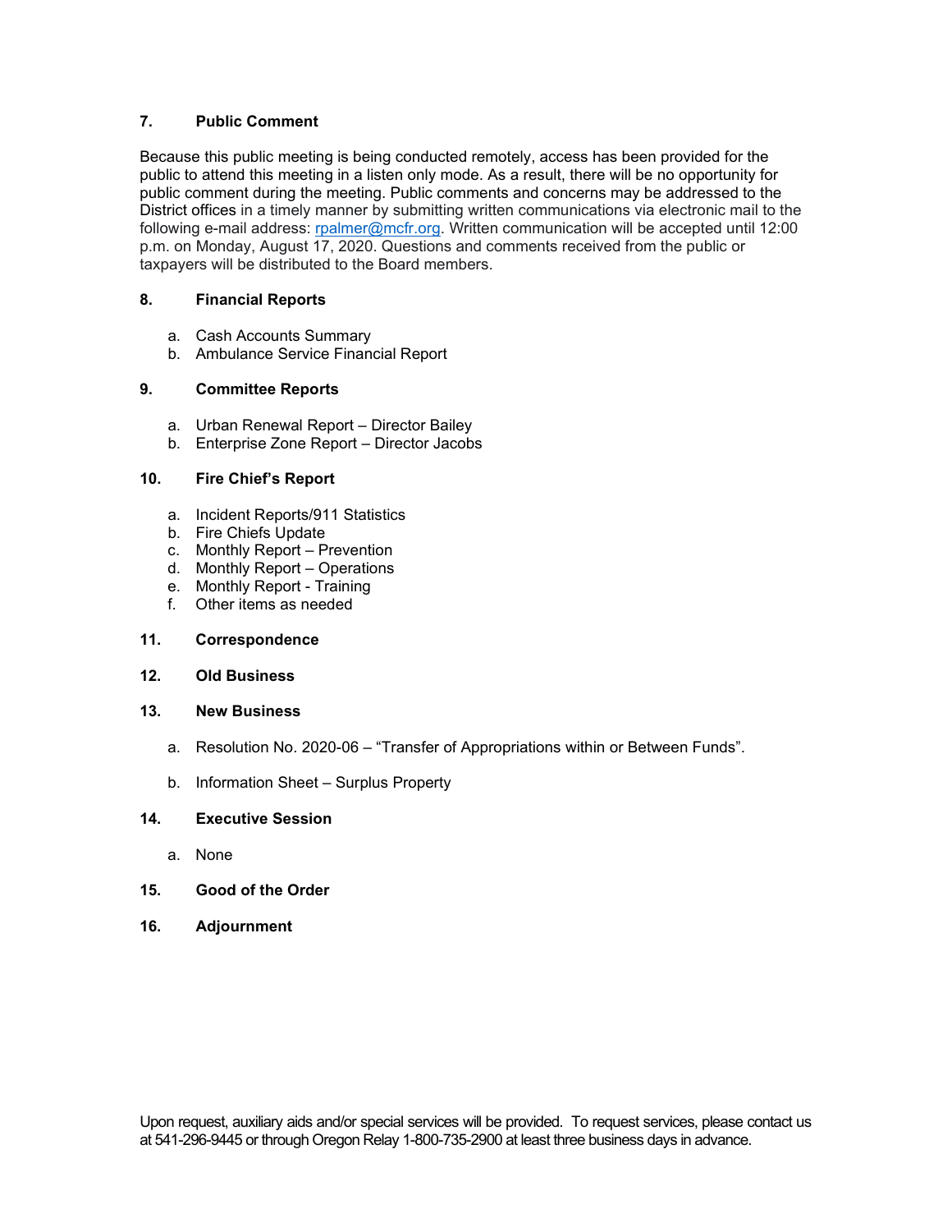**7. Public Comment**

Because this public meeting is being conducted remotely, access has been provided for the public to attend this meeting in a listen only mode. As a result, there will be no opportunity for public comment during the meeting. Public comments and concerns may be addressed to the District offices in a timely manner by submitting written communications via electronic mail to the following e-mail address: rpalmer@mcfr.org. Written communication will be accepted until 12:00 p.m. on Monday, August 17, 2020. Questions and comments received from the public or taxpayers will be distributed to the Board members.

**8. Financial Reports**

a. Cash Accounts Summary
b. Ambulance Service Financial Report

**9. Committee Reports**

a. Urban Renewal Report – Director Bailey
b. Enterprise Zone Report – Director Jacobs

**10. Fire Chief's Report**

a. Incident Reports/911 Statistics
b. Fire Chiefs Update
c. Monthly Report – Prevention
d. Monthly Report – Operations
e. Monthly Report - Training
f. Other items as needed

**11. Correspondence**

**12. Old Business**

**13. New Business**

a. Resolution No. 2020-06 – "Transfer of Appropriations within or Between Funds".

b. Information Sheet – Surplus Property

**14. Executive Session**

a. None

**15. Good of the Order**

**16. Adjournment**

Upon request, auxiliary aids and/or special services will be provided. To request services, please contact us at 541-296-9445 or through Oregon Relay 1-800-735-2900 at least three business days in advance.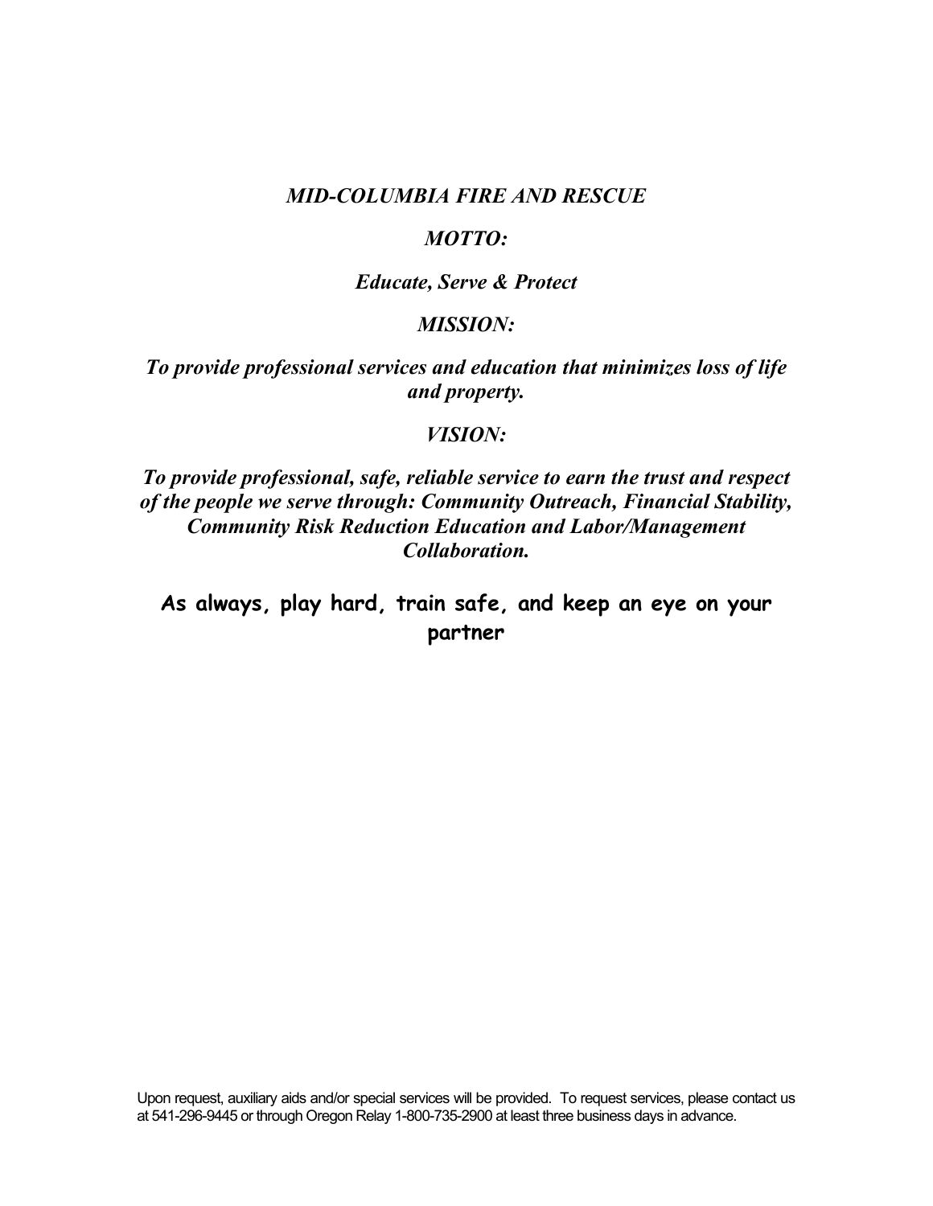***MID-COLUMBIA FIRE AND RESCUE***

***MOTTO:***

***Educate, Serve & Protect***

***MISSION:***

***To provide professional services and education that minimizes loss of life and property.***

***VISION:***

***To provide professional, safe, reliable service to earn the trust and respect of the people we serve through: Community Outreach, Financial Stability, Community Risk Reduction Education and Labor/Management Collaboration.***

**As always, play hard, train safe, and keep an eye on your partner**

Upon request, auxiliary aids and/or special services will be provided. To request services, please contact us at 541-296-9445 or through Oregon Relay 1-800-735-2900 at least three business days in advance.